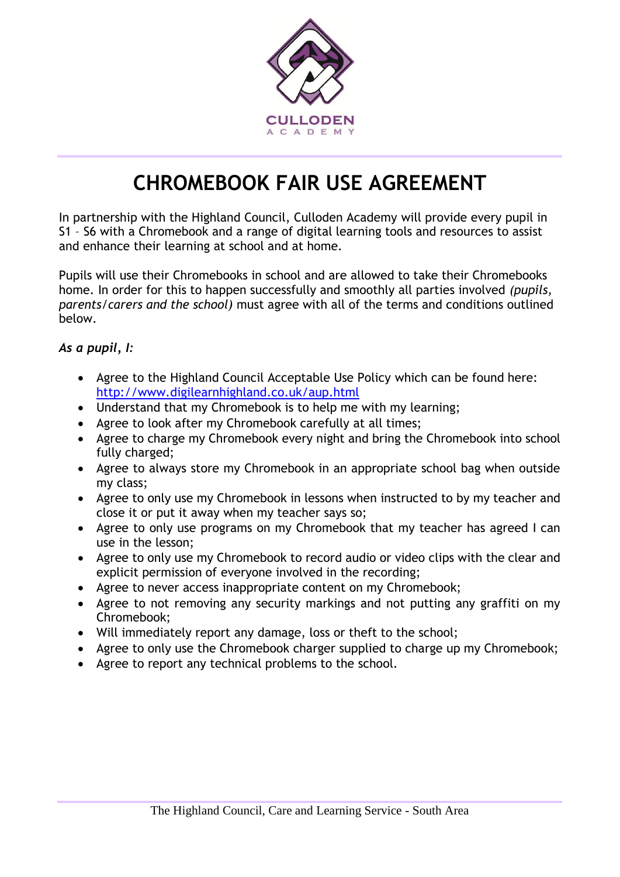CULLODEN
ACADEMY

# CHROMEBOOK FAIR USE AGREEMENT

In partnership with the Highland Council, Culloden Academy will provide every pupil in S1 – S6 with a Chromebook and a range of digital learning tools and resources to assist and enhance their learning at school and at home.

Pupils will use their Chromebooks in school and are allowed to take their Chromebooks home. In order for this to happen successfully and smoothly all parties involved *(pupils, parents/carers and the school)* must agree with all of the terms and conditions outlined below.

***As a pupil, I:***

- Agree to the Highland Council Acceptable Use Policy which can be found here: [http://www.digilearnhighland.co.uk/aup.html](http://www.digilearnhighland.co.uk/aup.html)
- Understand that my Chromebook is to help me with my learning;
- Agree to look after my Chromebook carefully at all times;
- Agree to charge my Chromebook every night and bring the Chromebook into school fully charged;
- Agree to always store my Chromebook in an appropriate school bag when outside my class;
- Agree to only use my Chromebook in lessons when instructed to by my teacher and close it or put it away when my teacher says so;
- Agree to only use programs on my Chromebook that my teacher has agreed I can use in the lesson;
- Agree to only use my Chromebook to record audio or video clips with the clear and explicit permission of everyone involved in the recording;
- Agree to never access inappropriate content on my Chromebook;
- Agree to not removing any security markings and not putting any graffiti on my Chromebook;
- Will immediately report any damage, loss or theft to the school;
- Agree to only use the Chromebook charger supplied to charge up my Chromebook;
- Agree to report any technical problems to the school.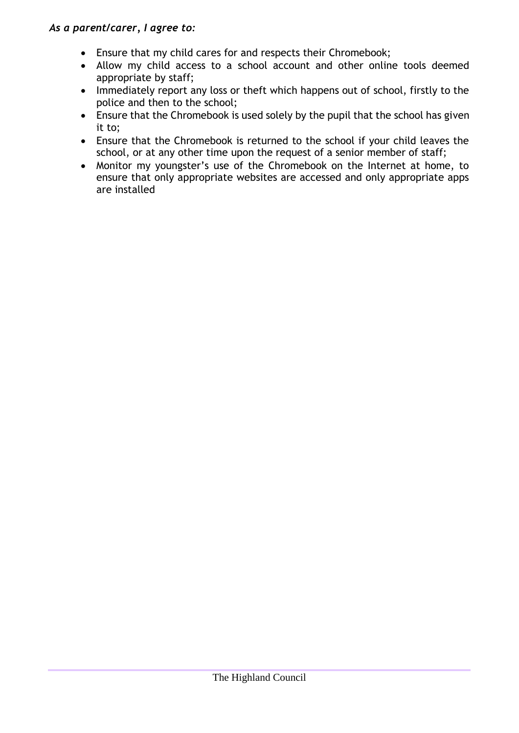***As a parent/carer, I agree to:***

- Ensure that my child cares for and respects their Chromebook;
- Allow my child access to a school account and other online tools deemed appropriate by staff;
- Immediately report any loss or theft which happens out of school, firstly to the police and then to the school;
- Ensure that the Chromebook is used solely by the pupil that the school has given it to;
- Ensure that the Chromebook is returned to the school if your child leaves the school, or at any other time upon the request of a senior member of staff;
- Monitor my youngster's use of the Chromebook on the Internet at home, to ensure that only appropriate websites are accessed and only appropriate apps are installed